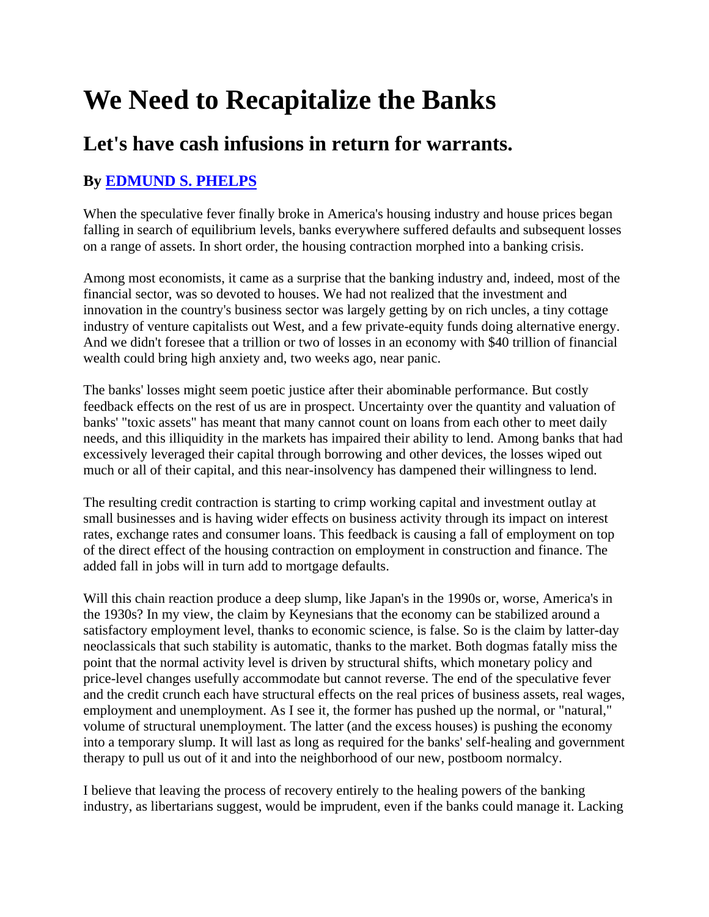# We Need to Recapitalize the Banks

## Let's have cash infusions in return for warrants.

### By [EDMUND S. PHELPS]

When the speculative fever finally broke in America's housing industry and house prices began falling in search of equilibrium levels, banks everywhere suffered defaults and subsequent losses on a range of assets. In short order, the housing contraction morphed into a banking crisis.

Among most economists, it came as a surprise that the banking industry and, indeed, most of the financial sector, was so devoted to houses. We had not realized that the investment and innovation in the country's business sector was largely getting by on rich uncles, a tiny cottage industry of venture capitalists out West, and a few private-equity funds doing alternative energy. And we didn't foresee that a trillion or two of losses in an economy with $40 trillion of financial wealth could bring high anxiety and, two weeks ago, near panic.

The banks' losses might seem poetic justice after their abominable performance. But costly feedback effects on the rest of us are in prospect. Uncertainty over the quantity and valuation of banks' "toxic assets" has meant that many cannot count on loans from each other to meet daily needs, and this illiquidity in the markets has impaired their ability to lend. Among banks that had excessively leveraged their capital through borrowing and other devices, the losses wiped out much or all of their capital, and this near-insolvency has dampened their willingness to lend.

The resulting credit contraction is starting to crimp working capital and investment outlay at small businesses and is having wider effects on business activity through its impact on interest rates, exchange rates and consumer loans. This feedback is causing a fall of employment on top of the direct effect of the housing contraction on employment in construction and finance. The added fall in jobs will in turn add to mortgage defaults.

Will this chain reaction produce a deep slump, like Japan's in the 1990s or, worse, America's in the 1930s? In my view, the claim by Keynesians that the economy can be stabilized around a satisfactory employment level, thanks to economic science, is false. So is the claim by latter-day neoclassicals that such stability is automatic, thanks to the market. Both dogmas fatally miss the point that the normal activity level is driven by structural shifts, which monetary policy and price-level changes usefully accommodate but cannot reverse. The end of the speculative fever and the credit crunch each have structural effects on the real prices of business assets, real wages, employment and unemployment. As I see it, the former has pushed up the normal, or "natural," volume of structural unemployment. The latter (and the excess houses) is pushing the economy into a temporary slump. It will last as long as required for the banks' self-healing and government therapy to pull us out of it and into the neighborhood of our new, postboom normalcy.

I believe that leaving the process of recovery entirely to the healing powers of the banking industry, as libertarians suggest, would be imprudent, even if the banks could manage it. Lacking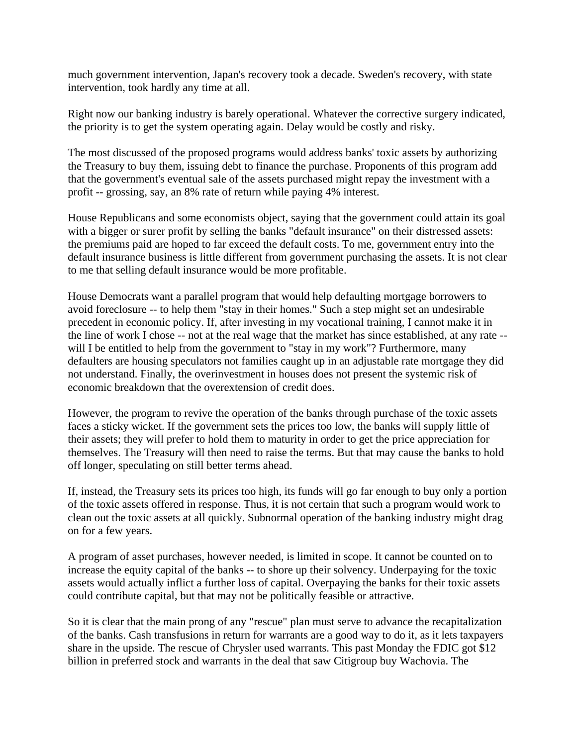much government intervention, Japan's recovery took a decade. Sweden's recovery, with state intervention, took hardly any time at all.

Right now our banking industry is barely operational. Whatever the corrective surgery indicated, the priority is to get the system operating again. Delay would be costly and risky.

The most discussed of the proposed programs would address banks' toxic assets by authorizing the Treasury to buy them, issuing debt to finance the purchase. Proponents of this program add that the government's eventual sale of the assets purchased might repay the investment with a profit -- grossing, say, an 8% rate of return while paying 4% interest.

House Republicans and some economists object, saying that the government could attain its goal with a bigger or surer profit by selling the banks "default insurance" on their distressed assets: the premiums paid are hoped to far exceed the default costs. To me, government entry into the default insurance business is little different from government purchasing the assets. It is not clear to me that selling default insurance would be more profitable.

House Democrats want a parallel program that would help defaulting mortgage borrowers to avoid foreclosure -- to help them "stay in their homes." Such a step might set an undesirable precedent in economic policy. If, after investing in my vocational training, I cannot make it in the line of work I chose -- not at the real wage that the market has since established, at any rate -- will I be entitled to help from the government to "stay in my work"? Furthermore, many defaulters are housing speculators not families caught up in an adjustable rate mortgage they did not understand. Finally, the overinvestment in houses does not present the systemic risk of economic breakdown that the overextension of credit does.

However, the program to revive the operation of the banks through purchase of the toxic assets faces a sticky wicket. If the government sets the prices too low, the banks will supply little of their assets; they will prefer to hold them to maturity in order to get the price appreciation for themselves. The Treasury will then need to raise the terms. But that may cause the banks to hold off longer, speculating on still better terms ahead.

If, instead, the Treasury sets its prices too high, its funds will go far enough to buy only a portion of the toxic assets offered in response. Thus, it is not certain that such a program would work to clean out the toxic assets at all quickly. Subnormal operation of the banking industry might drag on for a few years.

A program of asset purchases, however needed, is limited in scope. It cannot be counted on to increase the equity capital of the banks -- to shore up their solvency. Underpaying for the toxic assets would actually inflict a further loss of capital. Overpaying the banks for their toxic assets could contribute capital, but that may not be politically feasible or attractive.

So it is clear that the main prong of any "rescue" plan must serve to advance the recapitalization of the banks. Cash transfusions in return for warrants are a good way to do it, as it lets taxpayers share in the upside. The rescue of Chrysler used warrants. This past Monday the FDIC got $12 billion in preferred stock and warrants in the deal that saw Citigroup buy Wachovia. The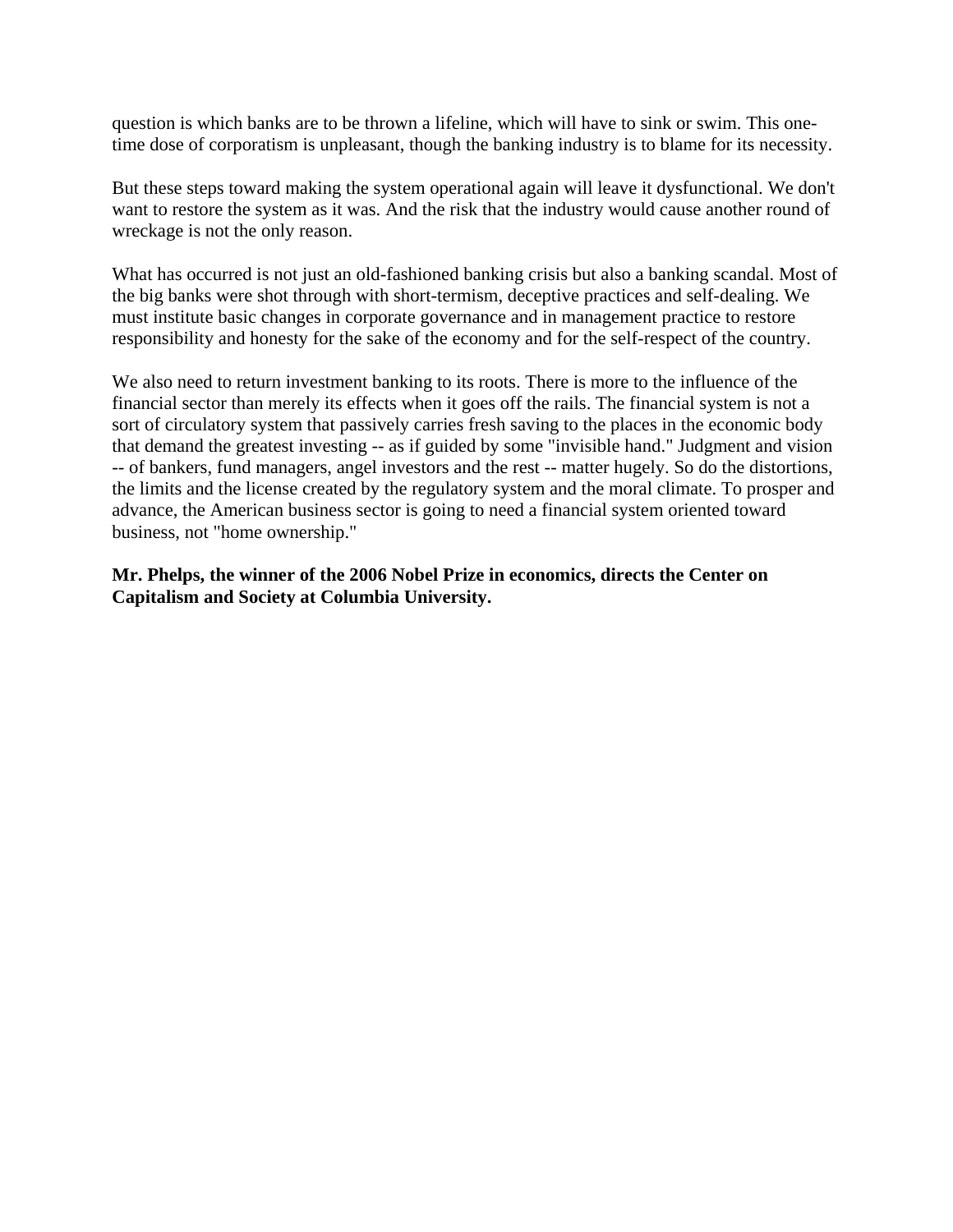question is which banks are to be thrown a lifeline, which will have to sink or swim. This one-time dose of corporatism is unpleasant, though the banking industry is to blame for its necessity.

But these steps toward making the system operational again will leave it dysfunctional. We don't want to restore the system as it was. And the risk that the industry would cause another round of wreckage is not the only reason.

What has occurred is not just an old-fashioned banking crisis but also a banking scandal. Most of the big banks were shot through with short-termism, deceptive practices and self-dealing. We must institute basic changes in corporate governance and in management practice to restore responsibility and honesty for the sake of the economy and for the self-respect of the country.

We also need to return investment banking to its roots. There is more to the influence of the financial sector than merely its effects when it goes off the rails. The financial system is not a sort of circulatory system that passively carries fresh saving to the places in the economic body that demand the greatest investing -- as if guided by some "invisible hand." Judgment and vision -- of bankers, fund managers, angel investors and the rest -- matter hugely. So do the distortions, the limits and the license created by the regulatory system and the moral climate. To prosper and advance, the American business sector is going to need a financial system oriented toward business, not "home ownership."

**Mr. Phelps, the winner of the 2006 Nobel Prize in economics, directs the Center on Capitalism and Society at Columbia University.**